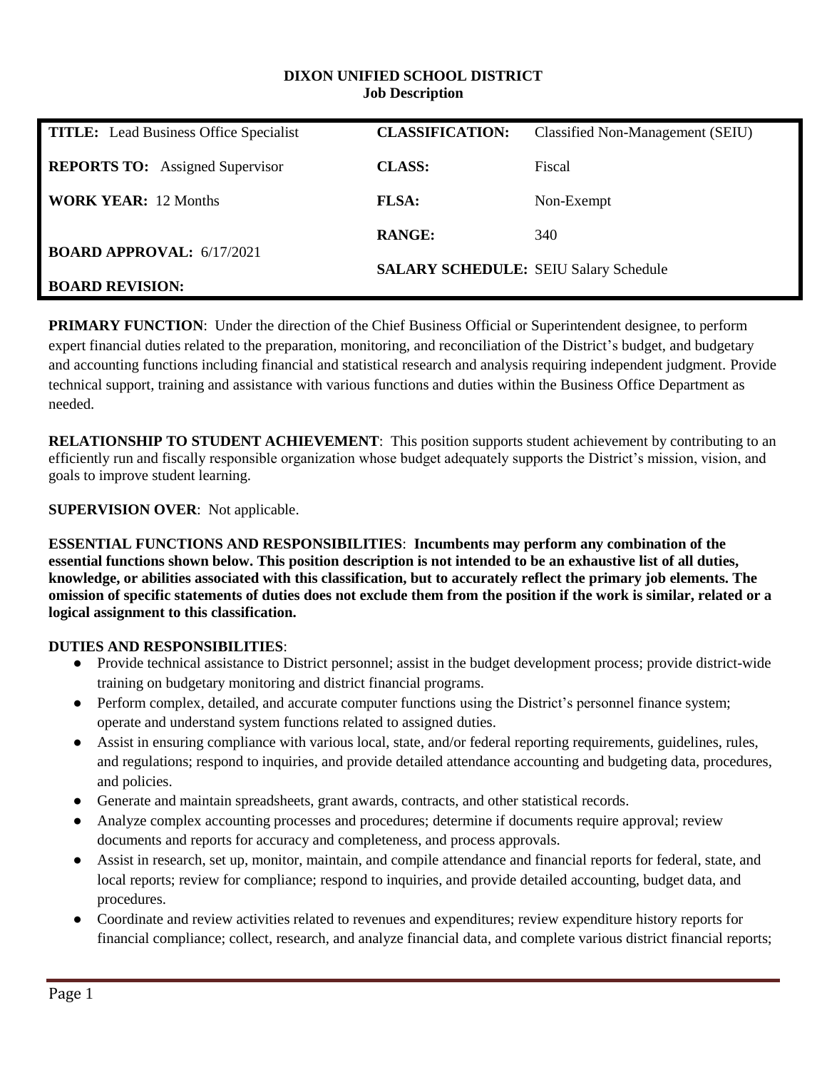# DIXON UNIFIED SCHOOL DISTRICT
## Job Description

| | | | |
|---|---|---|---|
| **TITLE:** Lead Business Office Specialist | | **CLASSIFICATION:** | Classified Non-Management (SEIU) |
| **REPORTS TO:** Assigned Supervisor | | **CLASS:** | Fiscal |
| **WORK YEAR:** 12 Months | | **FLSA:** | Non-Exempt |
| **BOARD APPROVAL:** 6/17/2021 | | **RANGE:** | 340 |
| **BOARD REVISION:** | | **SALARY SCHEDULE:** | SEIU Salary Schedule |

**PRIMARY FUNCTION**: Under the direction of the Chief Business Official or Superintendent designee, to perform expert financial duties related to the preparation, monitoring, and reconciliation of the District's budget, and budgetary and accounting functions including financial and statistical research and analysis requiring independent judgment. Provide technical support, training and assistance with various functions and duties within the Business Office Department as needed.

**RELATIONSHIP TO STUDENT ACHIEVEMENT**: This position supports student achievement by contributing to an efficiently run and fiscally responsible organization whose budget adequately supports the District's mission, vision, and goals to improve student learning.

**SUPERVISION OVER**: Not applicable.

**ESSENTIAL FUNCTIONS AND RESPONSIBILITIES**: **Incumbents may perform any combination of the essential functions shown below. This position description is not intended to be an exhaustive list of all duties, knowledge, or abilities associated with this classification, but to accurately reflect the primary job elements. The omission of specific statements of duties does not exclude them from the position if the work is similar, related or a logical assignment to this classification.**

**DUTIES AND RESPONSIBILITIES**:

- Provide technical assistance to District personnel; assist in the budget development process; provide district-wide training on budgetary monitoring and district financial programs.
- Perform complex, detailed, and accurate computer functions using the District's personnel finance system; operate and understand system functions related to assigned duties.
- Assist in ensuring compliance with various local, state, and/or federal reporting requirements, guidelines, rules, and regulations; respond to inquiries, and provide detailed attendance accounting and budgeting data, procedures, and policies.
- Generate and maintain spreadsheets, grant awards, contracts, and other statistical records.
- Analyze complex accounting processes and procedures; determine if documents require approval; review documents and reports for accuracy and completeness, and process approvals.
- Assist in research, set up, monitor, maintain, and compile attendance and financial reports for federal, state, and local reports; review for compliance; respond to inquiries, and provide detailed accounting, budget data, and procedures.
- Coordinate and review activities related to revenues and expenditures; review expenditure history reports for financial compliance; collect, research, and analyze financial data, and complete various district financial reports;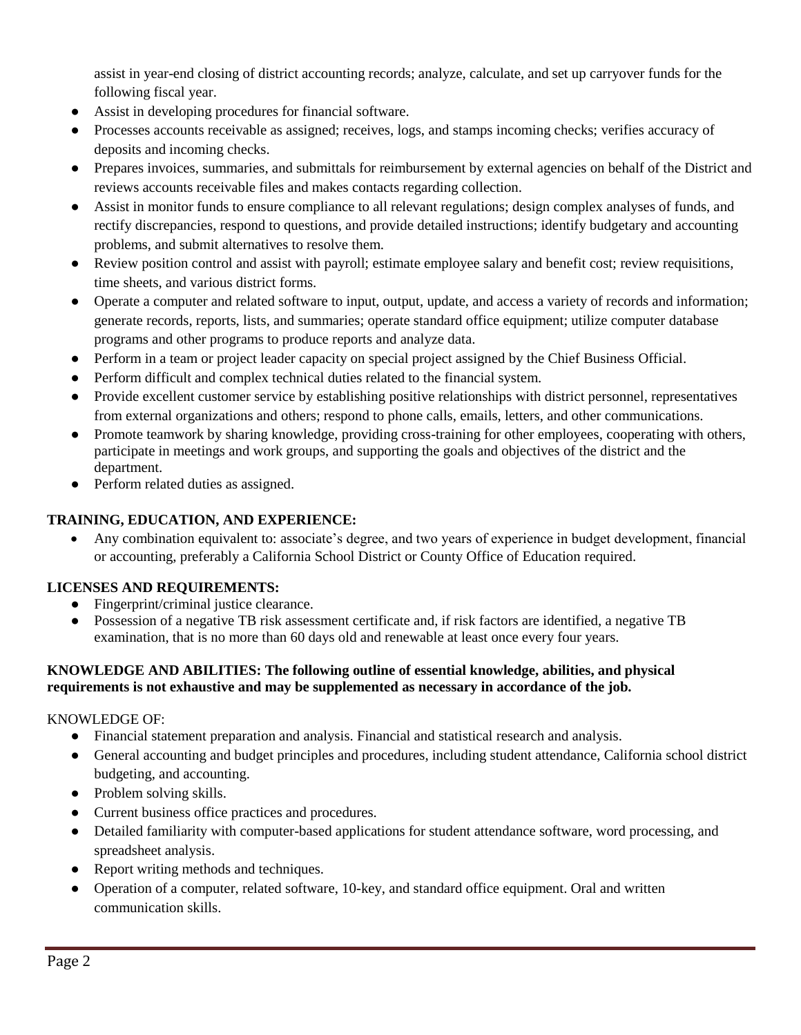assist in year-end closing of district accounting records; analyze, calculate, and set up carryover funds for the following fiscal year.

- Assist in developing procedures for financial software.
- Processes accounts receivable as assigned; receives, logs, and stamps incoming checks; verifies accuracy of deposits and incoming checks.
- Prepares invoices, summaries, and submittals for reimbursement by external agencies on behalf of the District and reviews accounts receivable files and makes contacts regarding collection.
- Assist in monitor funds to ensure compliance to all relevant regulations; design complex analyses of funds, and rectify discrepancies, respond to questions, and provide detailed instructions; identify budgetary and accounting problems, and submit alternatives to resolve them.
- Review position control and assist with payroll; estimate employee salary and benefit cost; review requisitions, time sheets, and various district forms.
- Operate a computer and related software to input, output, update, and access a variety of records and information; generate records, reports, lists, and summaries; operate standard office equipment; utilize computer database programs and other programs to produce reports and analyze data.
- Perform in a team or project leader capacity on special project assigned by the Chief Business Official.
- Perform difficult and complex technical duties related to the financial system.
- Provide excellent customer service by establishing positive relationships with district personnel, representatives from external organizations and others; respond to phone calls, emails, letters, and other communications.
- Promote teamwork by sharing knowledge, providing cross-training for other employees, cooperating with others, participate in meetings and work groups, and supporting the goals and objectives of the district and the department.
- Perform related duties as assigned.

**TRAINING, EDUCATION, AND EXPERIENCE:**

- Any combination equivalent to: associate's degree, and two years of experience in budget development, financial or accounting, preferably a California School District or County Office of Education required.

**LICENSES AND REQUIREMENTS:**

- Fingerprint/criminal justice clearance.
- Possession of a negative TB risk assessment certificate and, if risk factors are identified, a negative TB examination, that is no more than 60 days old and renewable at least once every four years.

**KNOWLEDGE AND ABILITIES: The following outline of essential knowledge, abilities, and physical requirements is not exhaustive and may be supplemented as necessary in accordance of the job.**

KNOWLEDGE OF:

- Financial statement preparation and analysis. Financial and statistical research and analysis.
- General accounting and budget principles and procedures, including student attendance, California school district budgeting, and accounting.
- Problem solving skills.
- Current business office practices and procedures.
- Detailed familiarity with computer-based applications for student attendance software, word processing, and spreadsheet analysis.
- Report writing methods and techniques.
- Operation of a computer, related software, 10-key, and standard office equipment. Oral and written communication skills.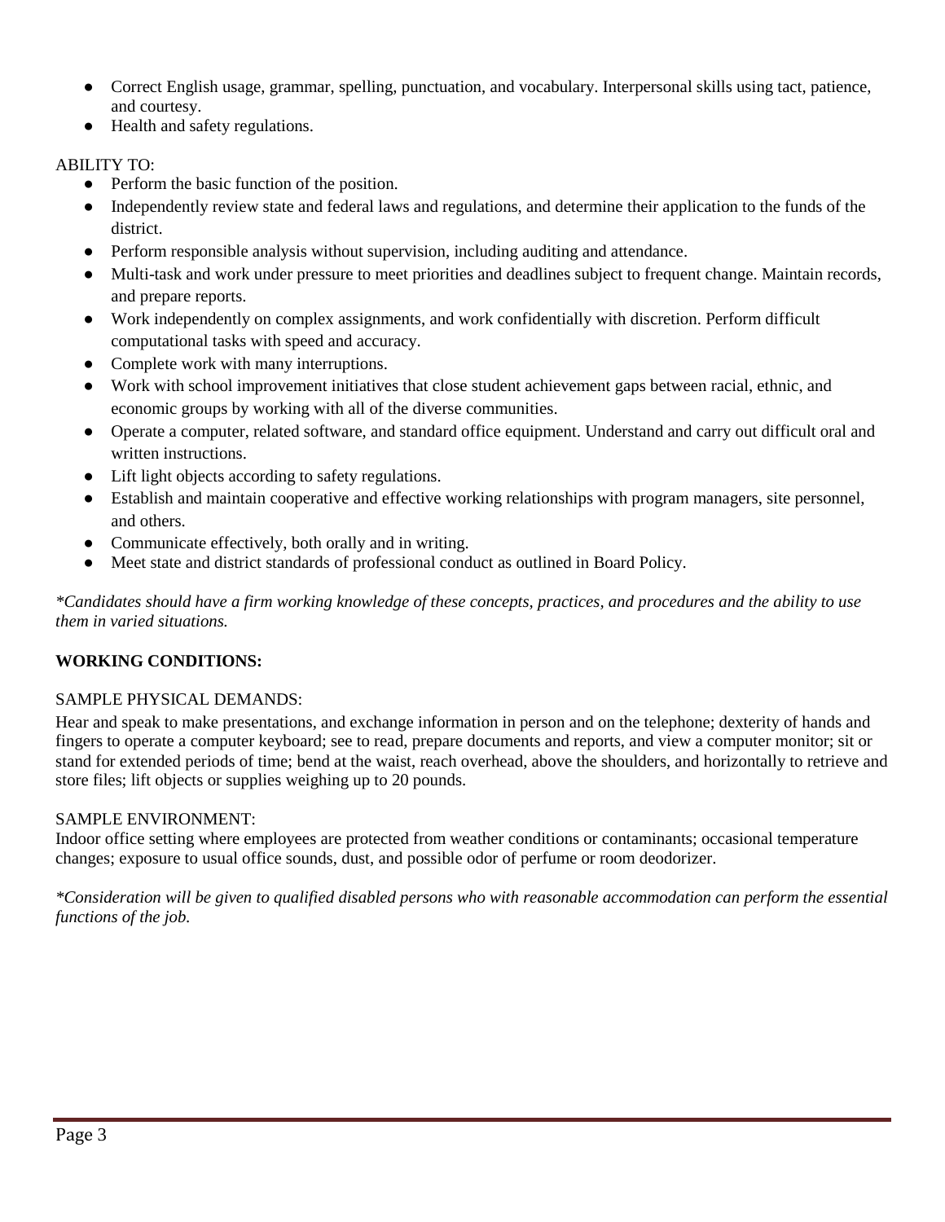- Correct English usage, grammar, spelling, punctuation, and vocabulary. Interpersonal skills using tact, patience, and courtesy.
- Health and safety regulations.

ABILITY TO:

- Perform the basic function of the position.
- Independently review state and federal laws and regulations, and determine their application to the funds of the district.
- Perform responsible analysis without supervision, including auditing and attendance.
- Multi-task and work under pressure to meet priorities and deadlines subject to frequent change. Maintain records, and prepare reports.
- Work independently on complex assignments, and work confidentially with discretion. Perform difficult computational tasks with speed and accuracy.
- Complete work with many interruptions.
- Work with school improvement initiatives that close student achievement gaps between racial, ethnic, and economic groups by working with all of the diverse communities.
- Operate a computer, related software, and standard office equipment. Understand and carry out difficult oral and written instructions.
- Lift light objects according to safety regulations.
- Establish and maintain cooperative and effective working relationships with program managers, site personnel, and others.
- Communicate effectively, both orally and in writing.
- Meet state and district standards of professional conduct as outlined in Board Policy.

*\*Candidates should have a firm working knowledge of these concepts, practices, and procedures and the ability to use them in varied situations.*

**WORKING CONDITIONS:**

SAMPLE PHYSICAL DEMANDS:

Hear and speak to make presentations, and exchange information in person and on the telephone; dexterity of hands and fingers to operate a computer keyboard; see to read, prepare documents and reports, and view a computer monitor; sit or stand for extended periods of time; bend at the waist, reach overhead, above the shoulders, and horizontally to retrieve and store files; lift objects or supplies weighing up to 20 pounds.

SAMPLE ENVIRONMENT:

Indoor office setting where employees are protected from weather conditions or contaminants; occasional temperature changes; exposure to usual office sounds, dust, and possible odor of perfume or room deodorizer.

*\*Consideration will be given to qualified disabled persons who with reasonable accommodation can perform the essential functions of the job.*